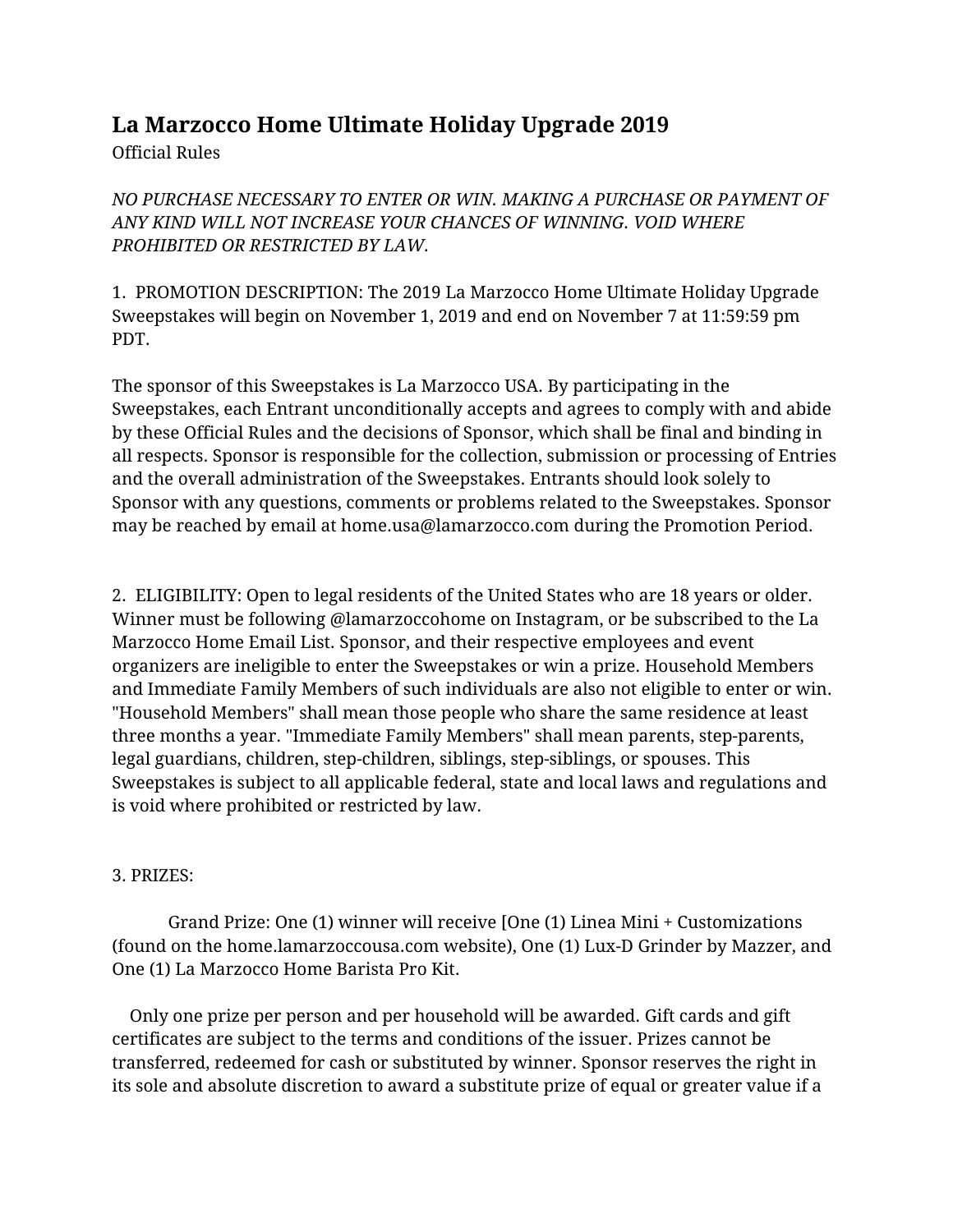# La Marzocco Home Ultimate Holiday Upgrade 2019

Official Rules

*NO PURCHASE NECESSARY TO ENTER OR WIN. MAKING A PURCHASE OR PAYMENT OF ANY KIND WILL NOT INCREASE YOUR CHANCES OF WINNING. VOID WHERE PROHIBITED OR RESTRICTED BY LAW.*

1. PROMOTION DESCRIPTION: The 2019 La Marzocco Home Ultimate Holiday Upgrade Sweepstakes will begin on November 1, 2019 and end on November 7 at 11:59:59 pm PDT.

The sponsor of this Sweepstakes is La Marzocco USA. By participating in the Sweepstakes, each Entrant unconditionally accepts and agrees to comply with and abide by these Official Rules and the decisions of Sponsor, which shall be final and binding in all respects. Sponsor is responsible for the collection, submission or processing of Entries and the overall administration of the Sweepstakes. Entrants should look solely to Sponsor with any questions, comments or problems related to the Sweepstakes. Sponsor may be reached by email at home.usa@lamarzocco.com during the Promotion Period.

2. ELIGIBILITY: Open to legal residents of the United States who are 18 years or older. Winner must be following @lamarzoccohome on Instagram, or be subscribed to the La Marzocco Home Email List. Sponsor, and their respective employees and event organizers are ineligible to enter the Sweepstakes or win a prize. Household Members and Immediate Family Members of such individuals are also not eligible to enter or win. "Household Members" shall mean those people who share the same residence at least three months a year. "Immediate Family Members" shall mean parents, step-parents, legal guardians, children, step-children, siblings, step-siblings, or spouses. This Sweepstakes is subject to all applicable federal, state and local laws and regulations and is void where prohibited or restricted by law.

3. PRIZES:

Grand Prize: One (1) winner will receive [One (1) Linea Mini + Customizations (found on the home.lamarzoccousa.com website), One (1) Lux-D Grinder by Mazzer, and One (1) La Marzocco Home Barista Pro Kit.

Only one prize per person and per household will be awarded. Gift cards and gift certificates are subject to the terms and conditions of the issuer. Prizes cannot be transferred, redeemed for cash or substituted by winner. Sponsor reserves the right in its sole and absolute discretion to award a substitute prize of equal or greater value if a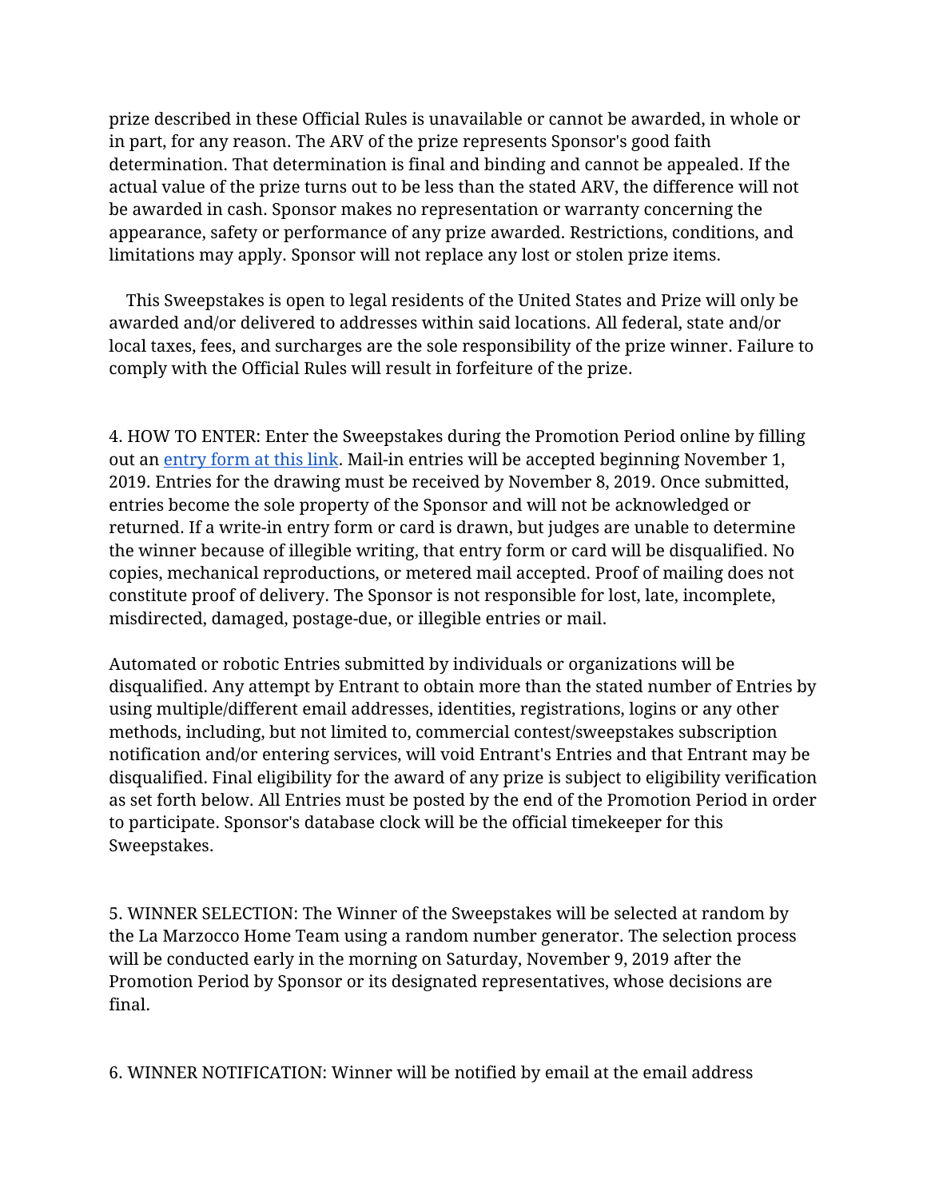prize described in these Official Rules is unavailable or cannot be awarded, in whole or in part, for any reason. The ARV of the prize represents Sponsor's good faith determination. That determination is final and binding and cannot be appealed. If the actual value of the prize turns out to be less than the stated ARV, the difference will not be awarded in cash. Sponsor makes no representation or warranty concerning the appearance, safety or performance of any prize awarded. Restrictions, conditions, and limitations may apply. Sponsor will not replace any lost or stolen prize items.

This Sweepstakes is open to legal residents of the United States and Prize will only be awarded and/or delivered to addresses within said locations. All federal, state and/or local taxes, fees, and surcharges are the sole responsibility of the prize winner. Failure to comply with the Official Rules will result in forfeiture of the prize.

4. HOW TO ENTER: Enter the Sweepstakes during the Promotion Period online by filling out an entry form at this link. Mail-in entries will be accepted beginning November 1, 2019. Entries for the drawing must be received by November 8, 2019. Once submitted, entries become the sole property of the Sponsor and will not be acknowledged or returned. If a write-in entry form or card is drawn, but judges are unable to determine the winner because of illegible writing, that entry form or card will be disqualified. No copies, mechanical reproductions, or metered mail accepted. Proof of mailing does not constitute proof of delivery. The Sponsor is not responsible for lost, late, incomplete, misdirected, damaged, postage-due, or illegible entries or mail.

Automated or robotic Entries submitted by individuals or organizations will be disqualified. Any attempt by Entrant to obtain more than the stated number of Entries by using multiple/different email addresses, identities, registrations, logins or any other methods, including, but not limited to, commercial contest/sweepstakes subscription notification and/or entering services, will void Entrant's Entries and that Entrant may be disqualified. Final eligibility for the award of any prize is subject to eligibility verification as set forth below. All Entries must be posted by the end of the Promotion Period in order to participate. Sponsor's database clock will be the official timekeeper for this Sweepstakes.

5. WINNER SELECTION: The Winner of the Sweepstakes will be selected at random by the La Marzocco Home Team using a random number generator. The selection process will be conducted early in the morning on Saturday, November 9, 2019 after the Promotion Period by Sponsor or its designated representatives, whose decisions are final.

6. WINNER NOTIFICATION: Winner will be notified by email at the email address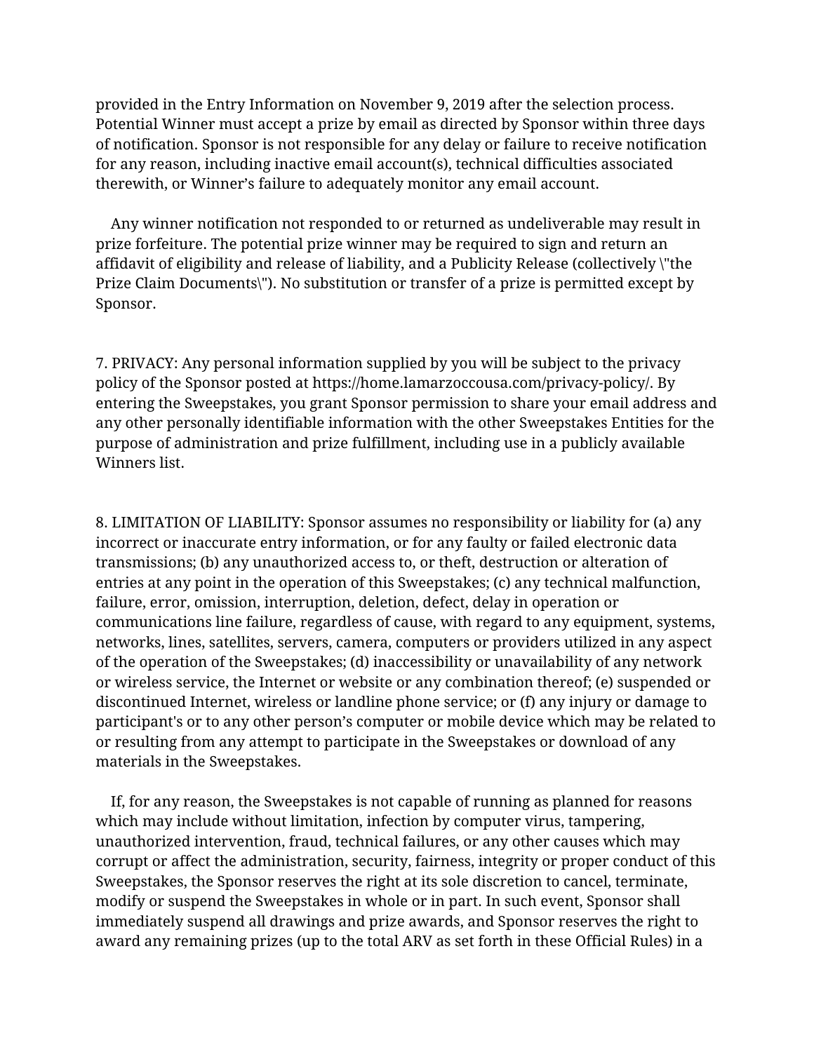provided in the Entry Information on November 9, 2019 after the selection process. Potential Winner must accept a prize by email as directed by Sponsor within three days of notification. Sponsor is not responsible for any delay or failure to receive notification for any reason, including inactive email account(s), technical difficulties associated therewith, or Winner's failure to adequately monitor any email account.

Any winner notification not responded to or returned as undeliverable may result in prize forfeiture. The potential prize winner may be required to sign and return an affidavit of eligibility and release of liability, and a Publicity Release (collectively \"the Prize Claim Documents\"). No substitution or transfer of a prize is permitted except by Sponsor.

7. PRIVACY: Any personal information supplied by you will be subject to the privacy policy of the Sponsor posted at https://home.lamarzoccousa.com/privacy-policy/. By entering the Sweepstakes, you grant Sponsor permission to share your email address and any other personally identifiable information with the other Sweepstakes Entities for the purpose of administration and prize fulfillment, including use in a publicly available Winners list.

8. LIMITATION OF LIABILITY: Sponsor assumes no responsibility or liability for (a) any incorrect or inaccurate entry information, or for any faulty or failed electronic data transmissions; (b) any unauthorized access to, or theft, destruction or alteration of entries at any point in the operation of this Sweepstakes; (c) any technical malfunction, failure, error, omission, interruption, deletion, defect, delay in operation or communications line failure, regardless of cause, with regard to any equipment, systems, networks, lines, satellites, servers, camera, computers or providers utilized in any aspect of the operation of the Sweepstakes; (d) inaccessibility or unavailability of any network or wireless service, the Internet or website or any combination thereof; (e) suspended or discontinued Internet, wireless or landline phone service; or (f) any injury or damage to participant's or to any other person's computer or mobile device which may be related to or resulting from any attempt to participate in the Sweepstakes or download of any materials in the Sweepstakes.

If, for any reason, the Sweepstakes is not capable of running as planned for reasons which may include without limitation, infection by computer virus, tampering, unauthorized intervention, fraud, technical failures, or any other causes which may corrupt or affect the administration, security, fairness, integrity or proper conduct of this Sweepstakes, the Sponsor reserves the right at its sole discretion to cancel, terminate, modify or suspend the Sweepstakes in whole or in part. In such event, Sponsor shall immediately suspend all drawings and prize awards, and Sponsor reserves the right to award any remaining prizes (up to the total ARV as set forth in these Official Rules) in a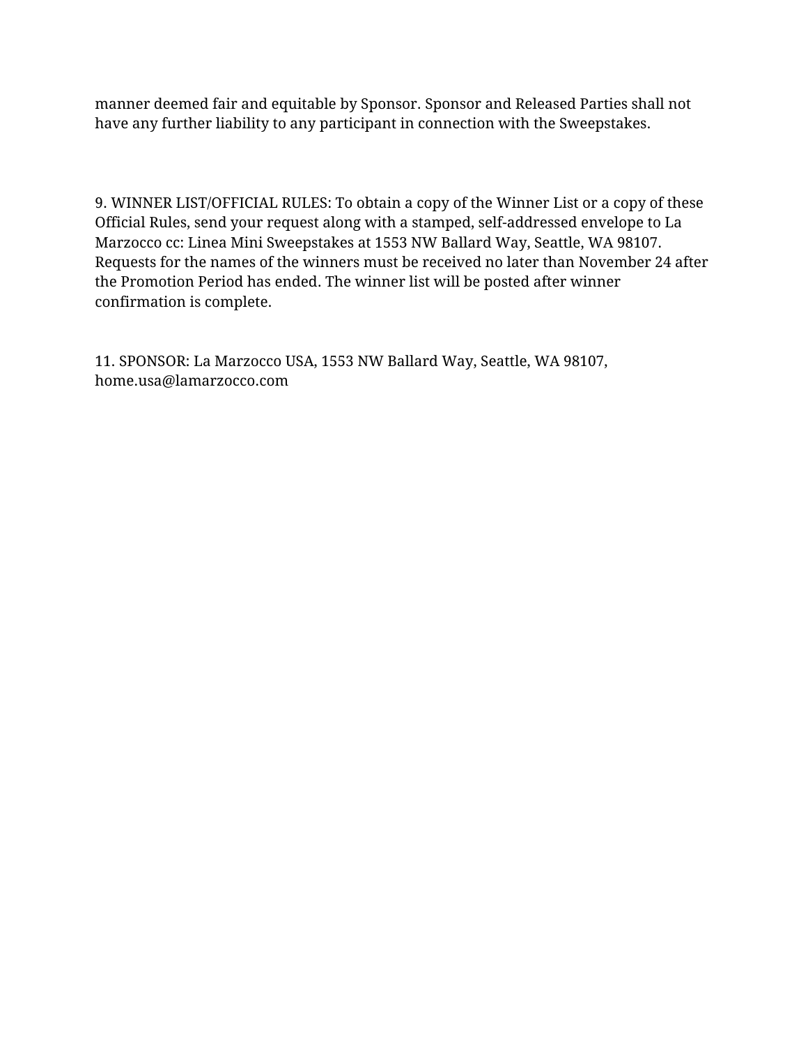manner deemed fair and equitable by Sponsor. Sponsor and Released Parties shall not have any further liability to any participant in connection with the Sweepstakes.

9. WINNER LIST/OFFICIAL RULES: To obtain a copy of the Winner List or a copy of these Official Rules, send your request along with a stamped, self-addressed envelope to La Marzocco cc: Linea Mini Sweepstakes at 1553 NW Ballard Way, Seattle, WA 98107. Requests for the names of the winners must be received no later than November 24 after the Promotion Period has ended. The winner list will be posted after winner confirmation is complete.

11. SPONSOR: La Marzocco USA, 1553 NW Ballard Way, Seattle, WA 98107, home.usa@lamarzocco.com